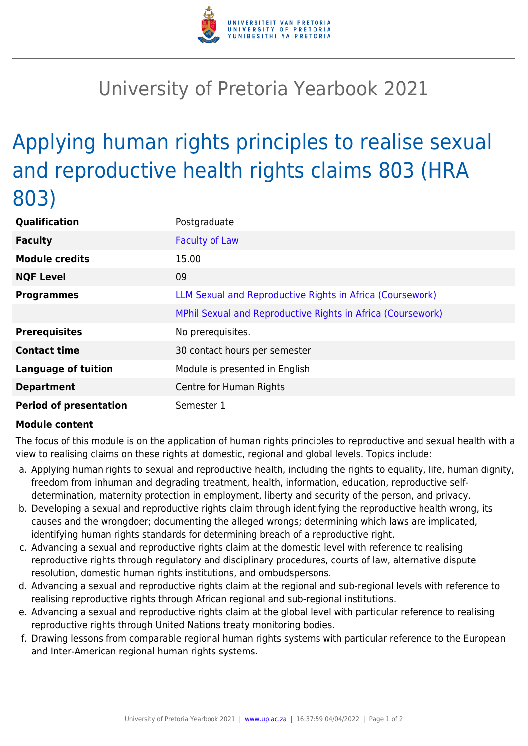# University of Pretoria Yearbook 2021

## Applying human rights principles to realise sexual and reproductive health rights claims 803 (HRA 803)

| | |
|---|---|
| **Qualification** | Postgraduate |
| **Faculty** | Faculty of Law |
| **Module credits** | 15.00 |
| **NQF Level** | 09 |
| **Programmes** | LLM Sexual and Reproductive Rights in Africa (Coursework) |
| | MPhil Sexual and Reproductive Rights in Africa (Coursework) |
| **Prerequisites** | No prerequisites. |
| **Contact time** | 30 contact hours per semester |
| **Language of tuition** | Module is presented in English |
| **Department** | Centre for Human Rights |
| **Period of presentation** | Semester 1 |

**Module content**

The focus of this module is on the application of human rights principles to reproductive and sexual health with a view to realising claims on these rights at domestic, regional and global levels. Topics include:

a. Applying human rights to sexual and reproductive health, including the rights to equality, life, human dignity, freedom from inhuman and degrading treatment, health, information, education, reproductive self-determination, maternity protection in employment, liberty and security of the person, and privacy.
b. Developing a sexual and reproductive rights claim through identifying the reproductive health wrong, its causes and the wrongdoer; documenting the alleged wrongs; determining which laws are implicated, identifying human rights standards for determining breach of a reproductive right.
c. Advancing a sexual and reproductive rights claim at the domestic level with reference to realising reproductive rights through regulatory and disciplinary procedures, courts of law, alternative dispute resolution, domestic human rights institutions, and ombudspersons.
d. Advancing a sexual and reproductive rights claim at the regional and sub-regional levels with reference to realising reproductive rights through African regional and sub-regional institutions.
e. Advancing a sexual and reproductive rights claim at the global level with particular reference to realising reproductive rights through United Nations treaty monitoring bodies.
f. Drawing lessons from comparable regional human rights systems with particular reference to the European and Inter-American regional human rights systems.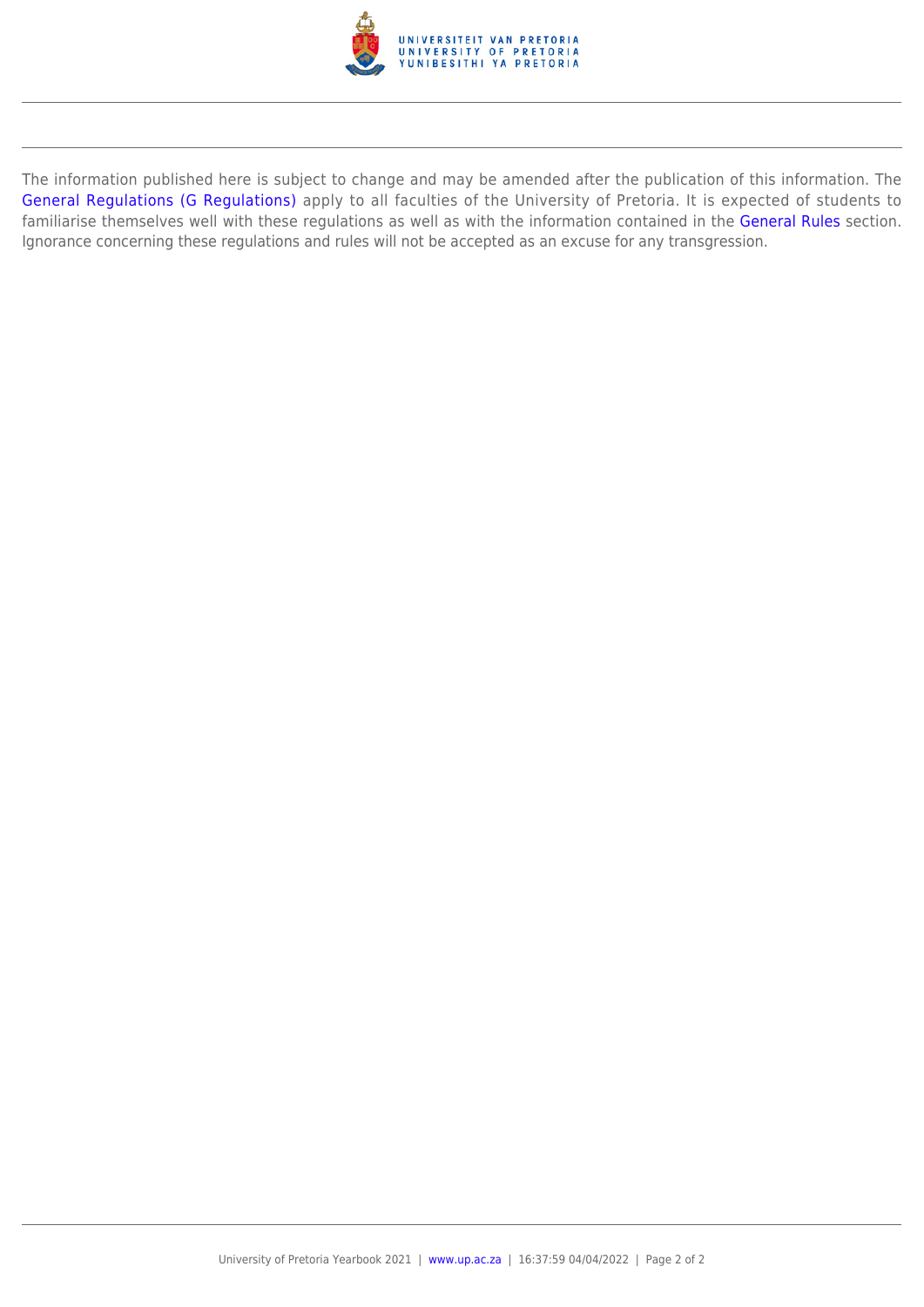The information published here is subject to change and may be amended after the publication of this information. The General Regulations (G Regulations) apply to all faculties of the University of Pretoria. It is expected of students to familiarise themselves well with these regulations as well as with the information contained in the General Rules section. Ignorance concerning these regulations and rules will not be accepted as an excuse for any transgression.